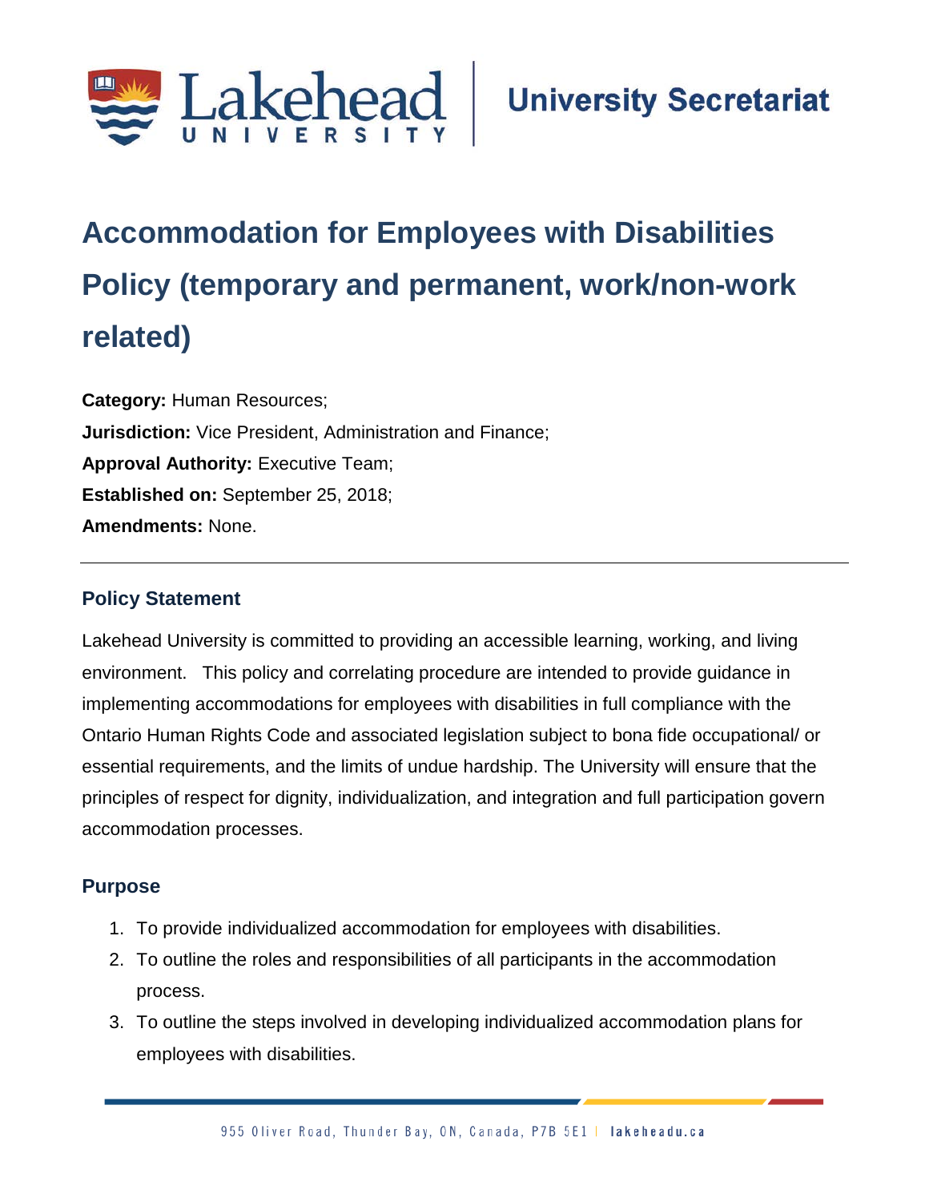# Accommodation for Employees with Disabilities Policy (temporary and permanent, work/non-work related)

**Category:** Human Resources;
**Jurisdiction:** Vice President, Administration and Finance;
**Approval Authority:** Executive Team;
**Established on:** September 25, 2018;
**Amendments:** None.

---

## Policy Statement

Lakehead University is committed to providing an accessible learning, working, and living environment. This policy and correlating procedure are intended to provide guidance in implementing accommodations for employees with disabilities in full compliance with the Ontario Human Rights Code and associated legislation subject to bona fide occupational/ or essential requirements, and the limits of undue hardship. The University will ensure that the principles of respect for dignity, individualization, and integration and full participation govern accommodation processes.

## Purpose

1. To provide individualized accommodation for employees with disabilities.
2. To outline the roles and responsibilities of all participants in the accommodation process.
3. To outline the steps involved in developing individualized accommodation plans for employees with disabilities.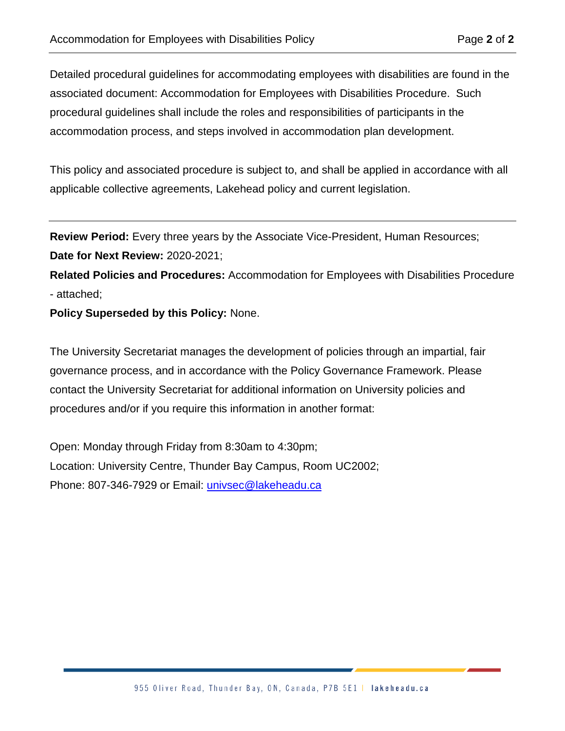Detailed procedural guidelines for accommodating employees with disabilities are found in the associated document: Accommodation for Employees with Disabilities Procedure. Such procedural guidelines shall include the roles and responsibilities of participants in the accommodation process, and steps involved in accommodation plan development.

This policy and associated procedure is subject to, and shall be applied in accordance with all applicable collective agreements, Lakehead policy and current legislation.

---

**Review Period:** Every three years by the Associate Vice-President, Human Resources;
**Date for Next Review:** 2020-2021;
**Related Policies and Procedures:** Accommodation for Employees with Disabilities Procedure - attached;
**Policy Superseded by this Policy:** None.

The University Secretariat manages the development of policies through an impartial, fair governance process, and in accordance with the Policy Governance Framework. Please contact the University Secretariat for additional information on University policies and procedures and/or if you require this information in another format:

Open: Monday through Friday from 8:30am to 4:30pm;
Location: University Centre, Thunder Bay Campus, Room UC2002;
Phone: 807-346-7929 or Email: univsec@lakeheadu.ca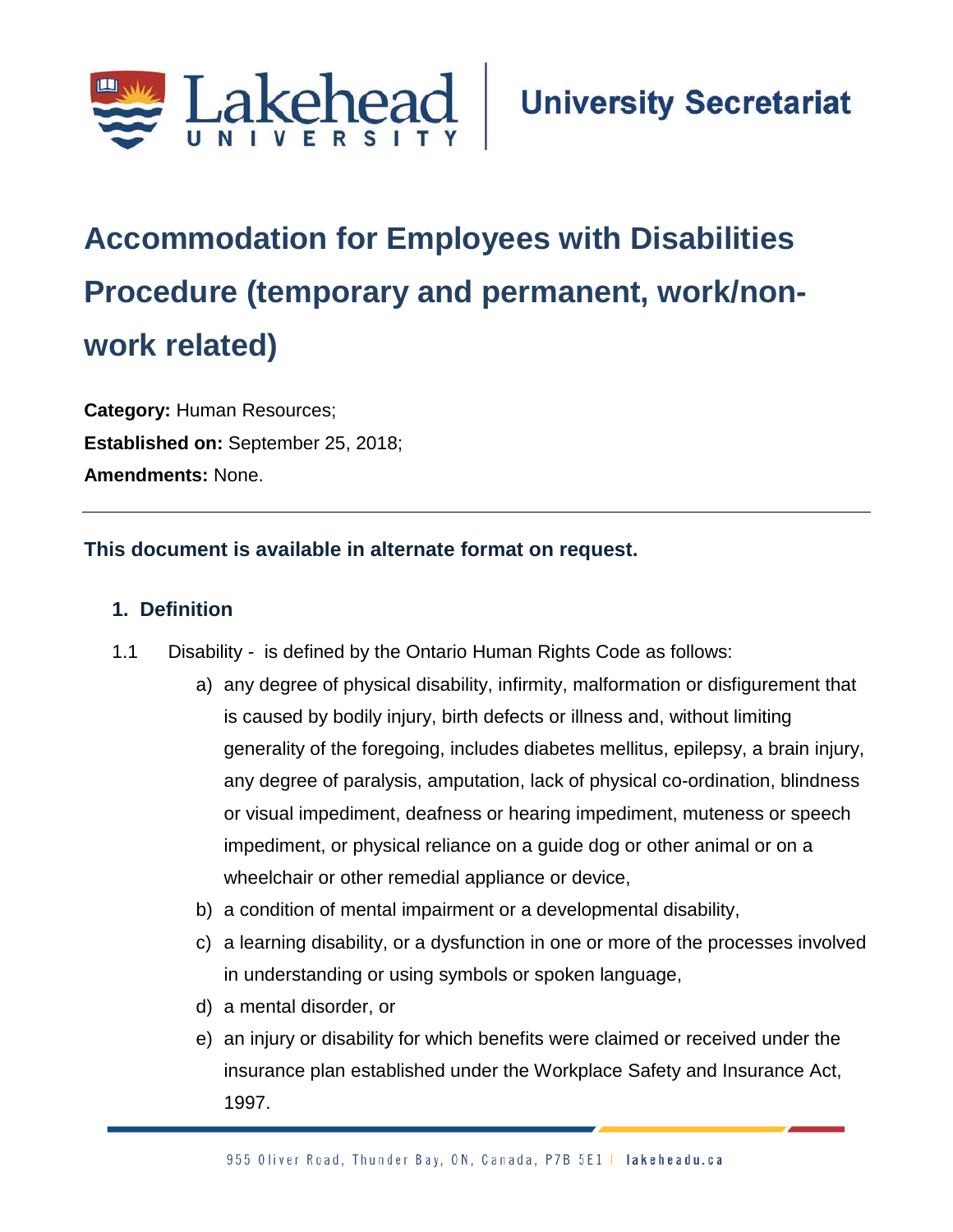University Secretariat

# Accommodation for Employees with Disabilities Procedure (temporary and permanent, work/non-work related)

**Category:** Human Resources;
**Established on:** September 25, 2018;
**Amendments:** None.

---

**This document is available in alternate format on request.**

## 1. Definition

1.1 Disability - is defined by the Ontario Human Rights Code as follows:

a) any degree of physical disability, infirmity, malformation or disfigurement that is caused by bodily injury, birth defects or illness and, without limiting generality of the foregoing, includes diabetes mellitus, epilepsy, a brain injury, any degree of paralysis, amputation, lack of physical co-ordination, blindness or visual impediment, deafness or hearing impediment, muteness or speech impediment, or physical reliance on a guide dog or other animal or on a wheelchair or other remedial appliance or device,

b) a condition of mental impairment or a developmental disability,

c) a learning disability, or a dysfunction in one or more of the processes involved in understanding or using symbols or spoken language,

d) a mental disorder, or

e) an injury or disability for which benefits were claimed or received under the insurance plan established under the Workplace Safety and Insurance Act, 1997.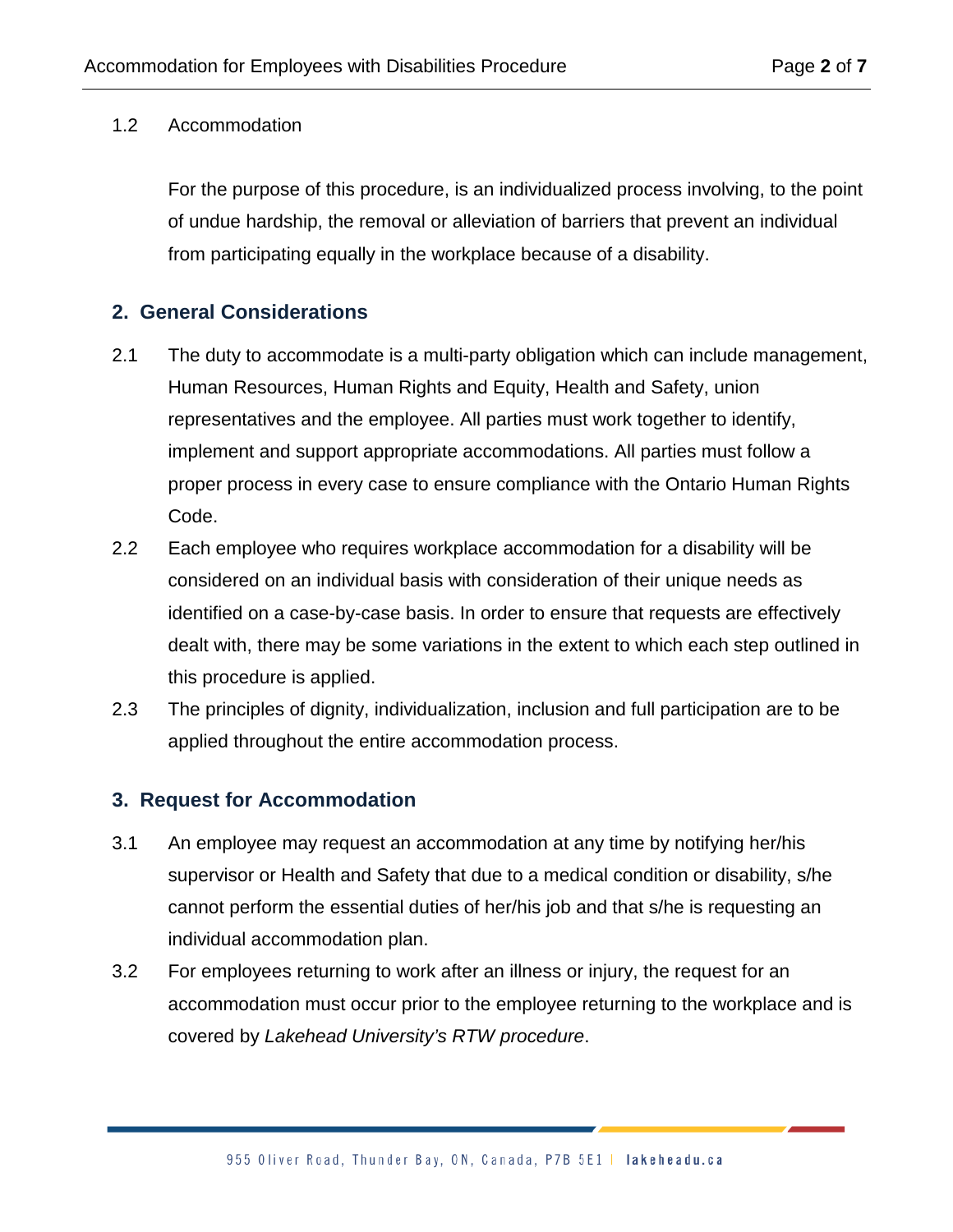1.2 Accommodation

For the purpose of this procedure, is an individualized process involving, to the point of undue hardship, the removal or alleviation of barriers that prevent an individual from participating equally in the workplace because of a disability.

## 2. General Considerations

2.1 The duty to accommodate is a multi-party obligation which can include management, Human Resources, Human Rights and Equity, Health and Safety, union representatives and the employee. All parties must work together to identify, implement and support appropriate accommodations. All parties must follow a proper process in every case to ensure compliance with the Ontario Human Rights Code.

2.2 Each employee who requires workplace accommodation for a disability will be considered on an individual basis with consideration of their unique needs as identified on a case-by-case basis. In order to ensure that requests are effectively dealt with, there may be some variations in the extent to which each step outlined in this procedure is applied.

2.3 The principles of dignity, individualization, inclusion and full participation are to be applied throughout the entire accommodation process.

## 3. Request for Accommodation

3.1 An employee may request an accommodation at any time by notifying her/his supervisor or Health and Safety that due to a medical condition or disability, s/he cannot perform the essential duties of her/his job and that s/he is requesting an individual accommodation plan.

3.2 For employees returning to work after an illness or injury, the request for an accommodation must occur prior to the employee returning to the workplace and is covered by *Lakehead University's RTW procedure*.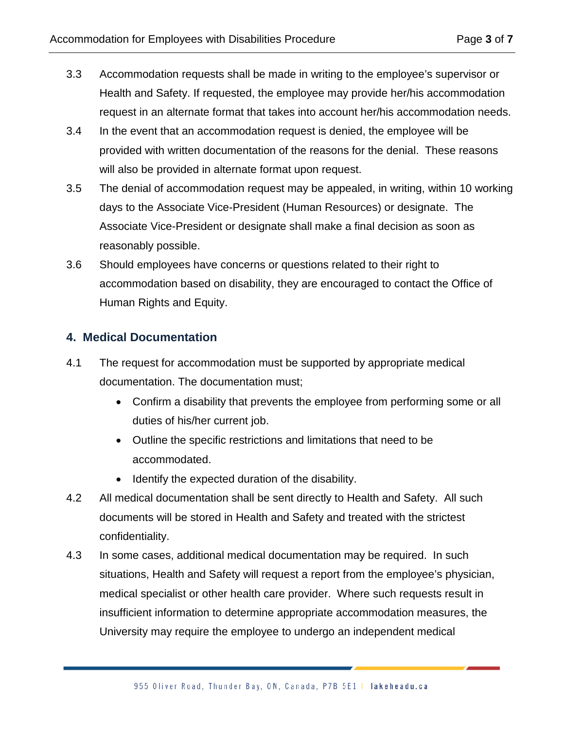3.3 Accommodation requests shall be made in writing to the employee's supervisor or Health and Safety. If requested, the employee may provide her/his accommodation request in an alternate format that takes into account her/his accommodation needs.

3.4 In the event that an accommodation request is denied, the employee will be provided with written documentation of the reasons for the denial. These reasons will also be provided in alternate format upon request.

3.5 The denial of accommodation request may be appealed, in writing, within 10 working days to the Associate Vice-President (Human Resources) or designate. The Associate Vice-President or designate shall make a final decision as soon as reasonably possible.

3.6 Should employees have concerns or questions related to their right to accommodation based on disability, they are encouraged to contact the Office of Human Rights and Equity.

## 4. Medical Documentation

4.1 The request for accommodation must be supported by appropriate medical documentation. The documentation must;

- Confirm a disability that prevents the employee from performing some or all duties of his/her current job.
- Outline the specific restrictions and limitations that need to be accommodated.
- Identify the expected duration of the disability.

4.2 All medical documentation shall be sent directly to Health and Safety. All such documents will be stored in Health and Safety and treated with the strictest confidentiality.

4.3 In some cases, additional medical documentation may be required. In such situations, Health and Safety will request a report from the employee's physician, medical specialist or other health care provider. Where such requests result in insufficient information to determine appropriate accommodation measures, the University may require the employee to undergo an independent medical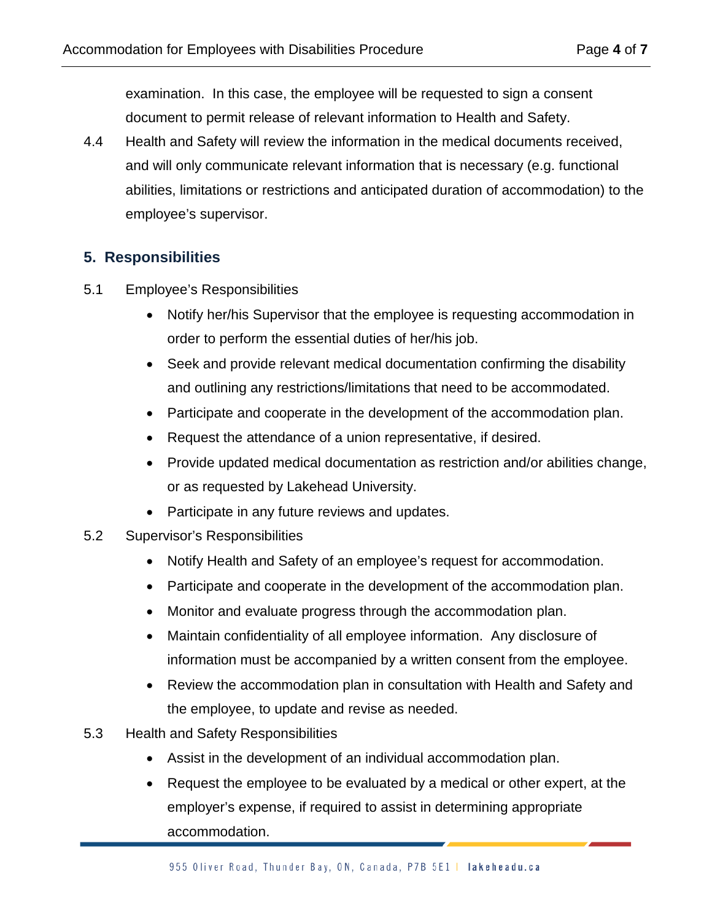examination. In this case, the employee will be requested to sign a consent document to permit release of relevant information to Health and Safety.

4.4 Health and Safety will review the information in the medical documents received, and will only communicate relevant information that is necessary (e.g. functional abilities, limitations or restrictions and anticipated duration of accommodation) to the employee's supervisor.

## 5. Responsibilities

5.1 Employee's Responsibilities

- Notify her/his Supervisor that the employee is requesting accommodation in order to perform the essential duties of her/his job.
- Seek and provide relevant medical documentation confirming the disability and outlining any restrictions/limitations that need to be accommodated.
- Participate and cooperate in the development of the accommodation plan.
- Request the attendance of a union representative, if desired.
- Provide updated medical documentation as restriction and/or abilities change, or as requested by Lakehead University.
- Participate in any future reviews and updates.

5.2 Supervisor's Responsibilities

- Notify Health and Safety of an employee's request for accommodation.
- Participate and cooperate in the development of the accommodation plan.
- Monitor and evaluate progress through the accommodation plan.
- Maintain confidentiality of all employee information. Any disclosure of information must be accompanied by a written consent from the employee.
- Review the accommodation plan in consultation with Health and Safety and the employee, to update and revise as needed.

5.3 Health and Safety Responsibilities

- Assist in the development of an individual accommodation plan.
- Request the employee to be evaluated by a medical or other expert, at the employer's expense, if required to assist in determining appropriate accommodation.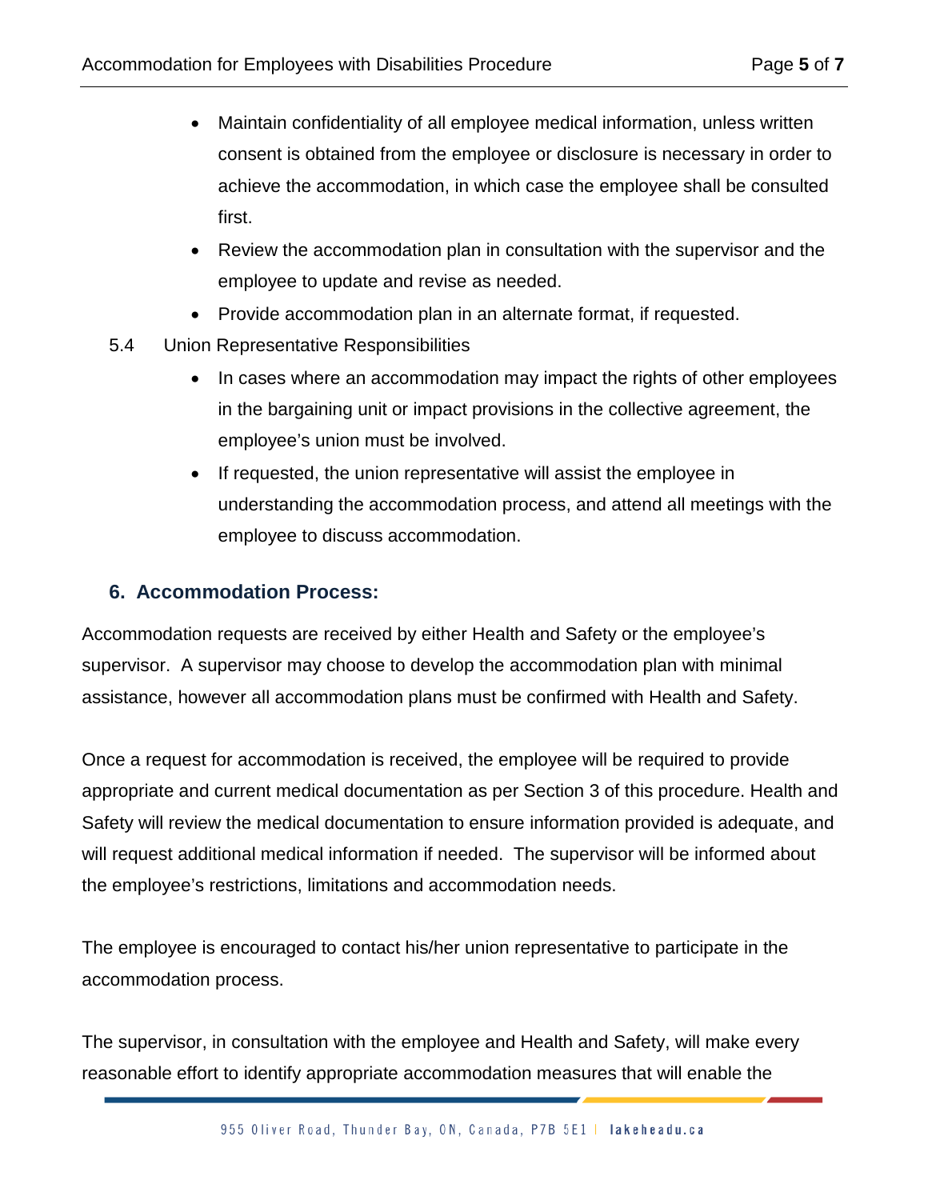- Maintain confidentiality of all employee medical information, unless written consent is obtained from the employee or disclosure is necessary in order to achieve the accommodation, in which case the employee shall be consulted first.
- Review the accommodation plan in consultation with the supervisor and the employee to update and revise as needed.
- Provide accommodation plan in an alternate format, if requested.

5.4 Union Representative Responsibilities

- In cases where an accommodation may impact the rights of other employees in the bargaining unit or impact provisions in the collective agreement, the employee's union must be involved.
- If requested, the union representative will assist the employee in understanding the accommodation process, and attend all meetings with the employee to discuss accommodation.

## 6. Accommodation Process:

Accommodation requests are received by either Health and Safety or the employee's supervisor. A supervisor may choose to develop the accommodation plan with minimal assistance, however all accommodation plans must be confirmed with Health and Safety.

Once a request for accommodation is received, the employee will be required to provide appropriate and current medical documentation as per Section 3 of this procedure. Health and Safety will review the medical documentation to ensure information provided is adequate, and will request additional medical information if needed. The supervisor will be informed about the employee's restrictions, limitations and accommodation needs.

The employee is encouraged to contact his/her union representative to participate in the accommodation process.

The supervisor, in consultation with the employee and Health and Safety, will make every reasonable effort to identify appropriate accommodation measures that will enable the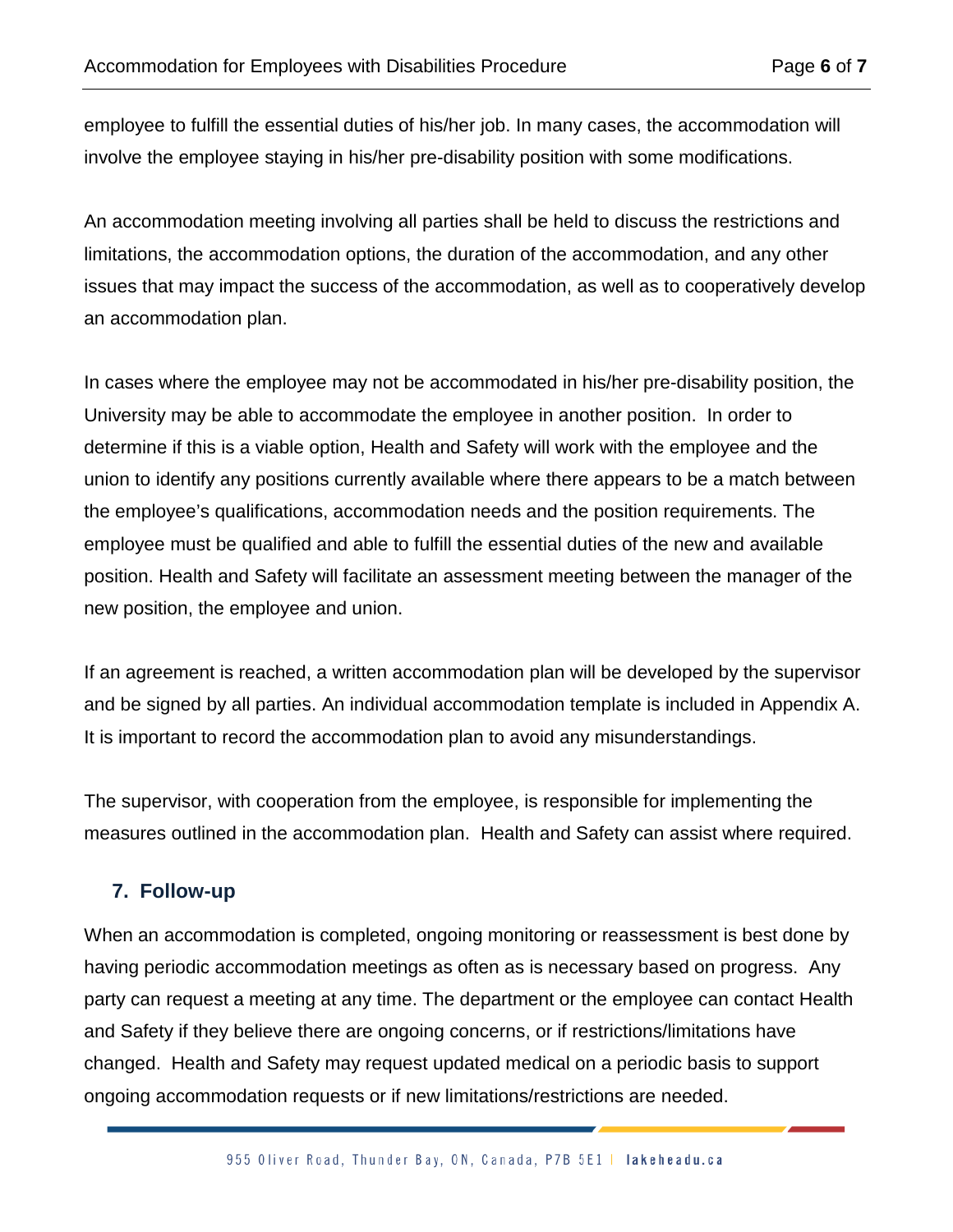employee to fulfill the essential duties of his/her job. In many cases, the accommodation will involve the employee staying in his/her pre-disability position with some modifications.

An accommodation meeting involving all parties shall be held to discuss the restrictions and limitations, the accommodation options, the duration of the accommodation, and any other issues that may impact the success of the accommodation, as well as to cooperatively develop an accommodation plan.

In cases where the employee may not be accommodated in his/her pre-disability position, the University may be able to accommodate the employee in another position. In order to determine if this is a viable option, Health and Safety will work with the employee and the union to identify any positions currently available where there appears to be a match between the employee's qualifications, accommodation needs and the position requirements. The employee must be qualified and able to fulfill the essential duties of the new and available position. Health and Safety will facilitate an assessment meeting between the manager of the new position, the employee and union.

If an agreement is reached, a written accommodation plan will be developed by the supervisor and be signed by all parties. An individual accommodation template is included in Appendix A. It is important to record the accommodation plan to avoid any misunderstandings.

The supervisor, with cooperation from the employee, is responsible for implementing the measures outlined in the accommodation plan. Health and Safety can assist where required.

## 7. Follow-up

When an accommodation is completed, ongoing monitoring or reassessment is best done by having periodic accommodation meetings as often as is necessary based on progress. Any party can request a meeting at any time. The department or the employee can contact Health and Safety if they believe there are ongoing concerns, or if restrictions/limitations have changed. Health and Safety may request updated medical on a periodic basis to support ongoing accommodation requests or if new limitations/restrictions are needed.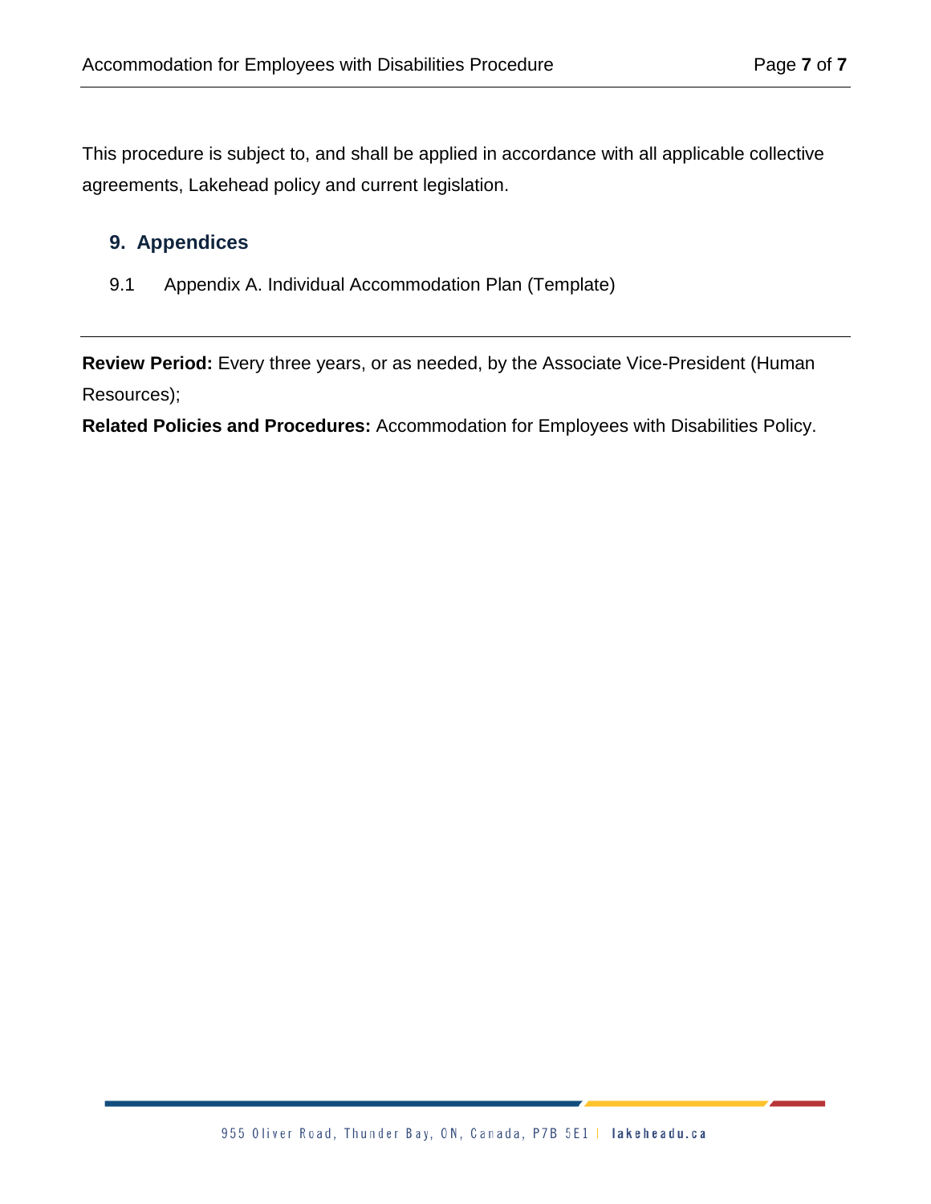This procedure is subject to, and shall be applied in accordance with all applicable collective agreements, Lakehead policy and current legislation.

## 9. Appendices

9.1 Appendix A. Individual Accommodation Plan (Template)

---

**Review Period:** Every three years, or as needed, by the Associate Vice-President (Human Resources);

**Related Policies and Procedures:** Accommodation for Employees with Disabilities Policy.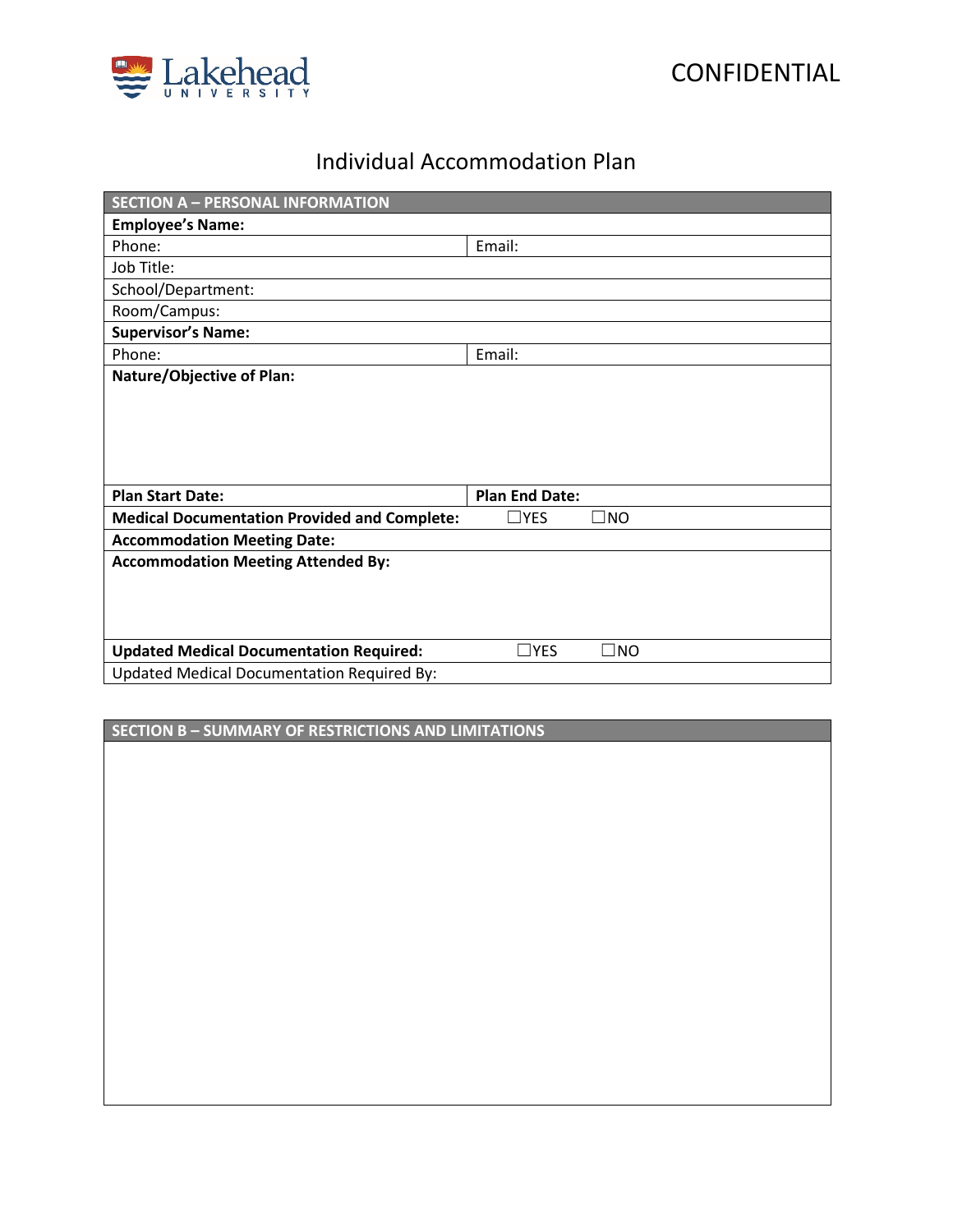CONFIDENTIAL

# Individual Accommodation Plan

| SECTION A – PERSONAL INFORMATION | | | |
|---|---|---|---|
| **Employee's Name:** | | | |
| Phone: | Email: | | |
| Job Title: | | | |
| School/Department: | | | |
| Room/Campus: | | | |
| **Supervisor's Name:** | | | |
| Phone: | Email: | | |
| **Nature/Objective of Plan:** | | | |
| **Plan Start Date:** | **Plan End Date:** | | |
| **Medical Documentation Provided and Complete:** | ☐YES | ☐NO | |
| **Accommodation Meeting Date:** | | | |
| **Accommodation Meeting Attended By:** | | | |
| **Updated Medical Documentation Required:** | ☐YES | ☐NO | |
| Updated Medical Documentation Required By: | | | |

| SECTION B – SUMMARY OF RESTRICTIONS AND LIMITATIONS |
|---|
| |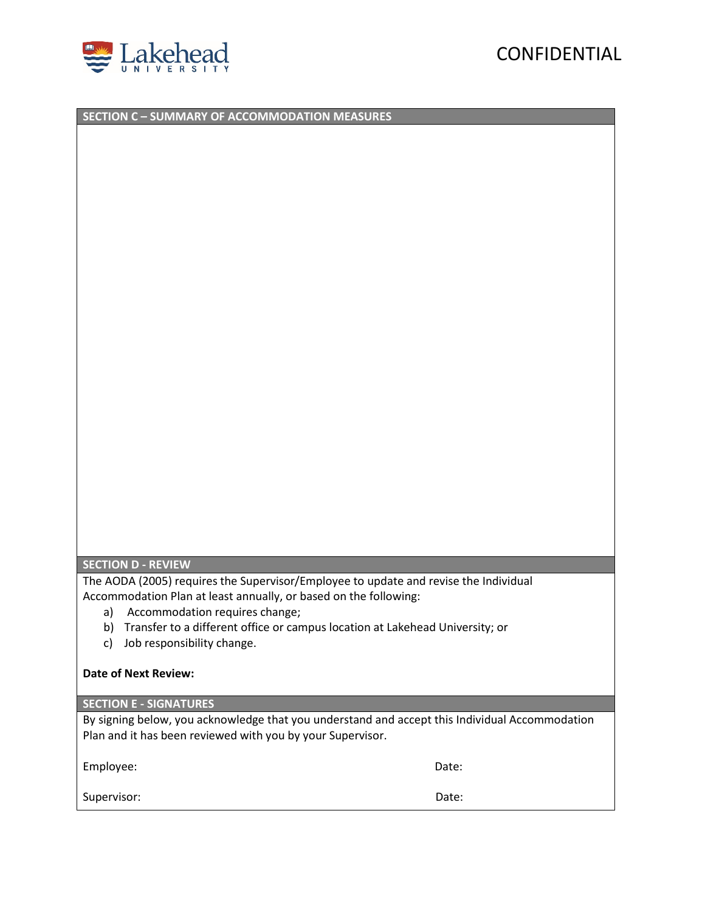CONFIDENTIAL

## SECTION C – SUMMARY OF ACCOMMODATION MEASURES

## SECTION D - REVIEW

The AODA (2005) requires the Supervisor/Employee to update and revise the Individual Accommodation Plan at least annually, or based on the following:

a) Accommodation requires change;
b) Transfer to a different office or campus location at Lakehead University; or
c) Job responsibility change.

**Date of Next Review:**

## SECTION E - SIGNATURES

By signing below, you acknowledge that you understand and accept this Individual Accommodation Plan and it has been reviewed with you by your Supervisor.

Employee: Date:

Supervisor: Date: